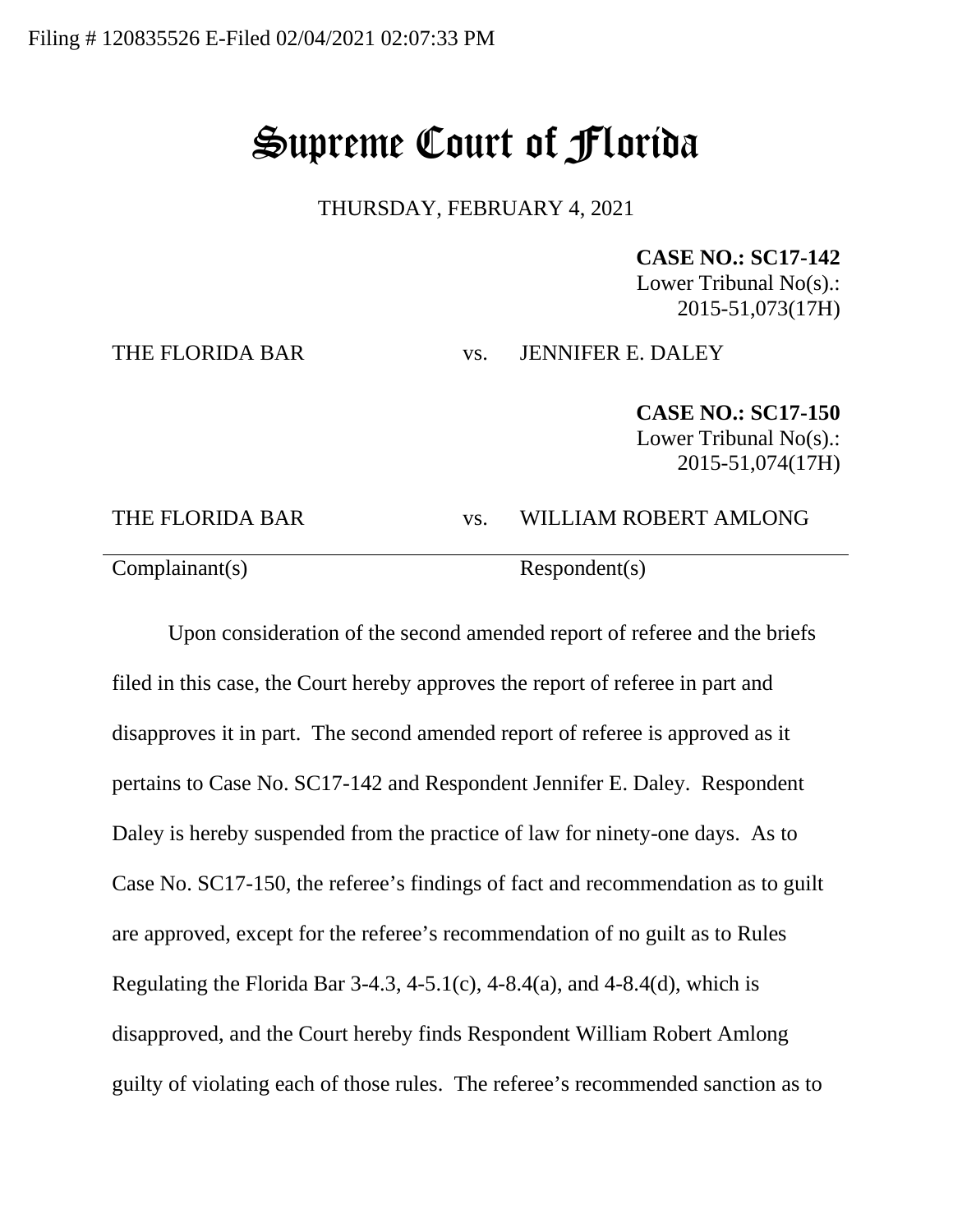Filing # 120835526 E-Filed 02/04/2021 02:07:33 PM

# Supreme Court of Florida

THURSDAY, FEBRUARY 4, 2021

**CASE NO.: SC17-142**
Lower Tribunal No(s).:
2015-51,073(17H)

THE FLORIDA BAR vs. JENNIFER E. DALEY

**CASE NO.: SC17-150**
Lower Tribunal No(s).:
2015-51,074(17H)

THE FLORIDA BAR vs. WILLIAM ROBERT AMLONG

Complainant(s) Respondent(s)

Upon consideration of the second amended report of referee and the briefs filed in this case, the Court hereby approves the report of referee in part and disapproves it in part. The second amended report of referee is approved as it pertains to Case No. SC17-142 and Respondent Jennifer E. Daley. Respondent Daley is hereby suspended from the practice of law for ninety-one days. As to Case No. SC17-150, the referee's findings of fact and recommendation as to guilt are approved, except for the referee's recommendation of no guilt as to Rules Regulating the Florida Bar 3-4.3, 4-5.1(c), 4-8.4(a), and 4-8.4(d), which is disapproved, and the Court hereby finds Respondent William Robert Amlong guilty of violating each of those rules. The referee's recommended sanction as to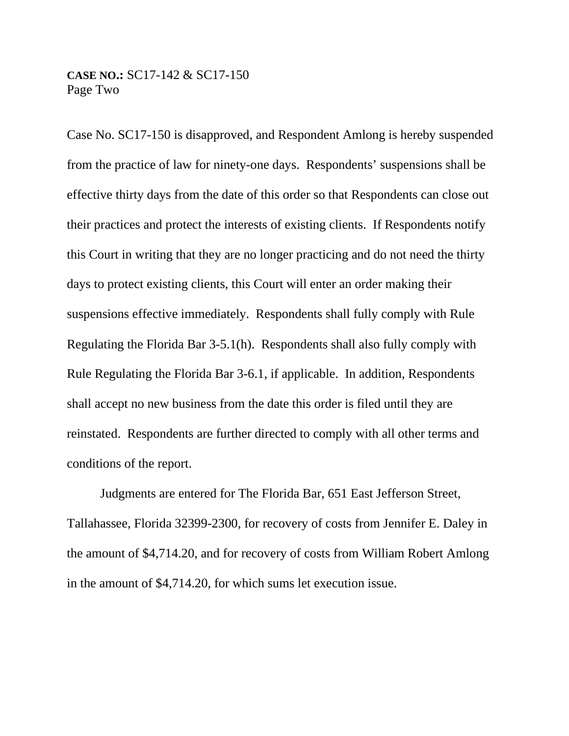Case No. SC17-150 is disapproved, and Respondent Amlong is hereby suspended from the practice of law for ninety-one days. Respondents' suspensions shall be effective thirty days from the date of this order so that Respondents can close out their practices and protect the interests of existing clients. If Respondents notify this Court in writing that they are no longer practicing and do not need the thirty days to protect existing clients, this Court will enter an order making their suspensions effective immediately. Respondents shall fully comply with Rule Regulating the Florida Bar 3-5.1(h). Respondents shall also fully comply with Rule Regulating the Florida Bar 3-6.1, if applicable. In addition, Respondents shall accept no new business from the date this order is filed until they are reinstated. Respondents are further directed to comply with all other terms and conditions of the report.

Judgments are entered for The Florida Bar, 651 East Jefferson Street, Tallahassee, Florida 32399-2300, for recovery of costs from Jennifer E. Daley in the amount of $4,714.20, and for recovery of costs from William Robert Amlong in the amount of $4,714.20, for which sums let execution issue.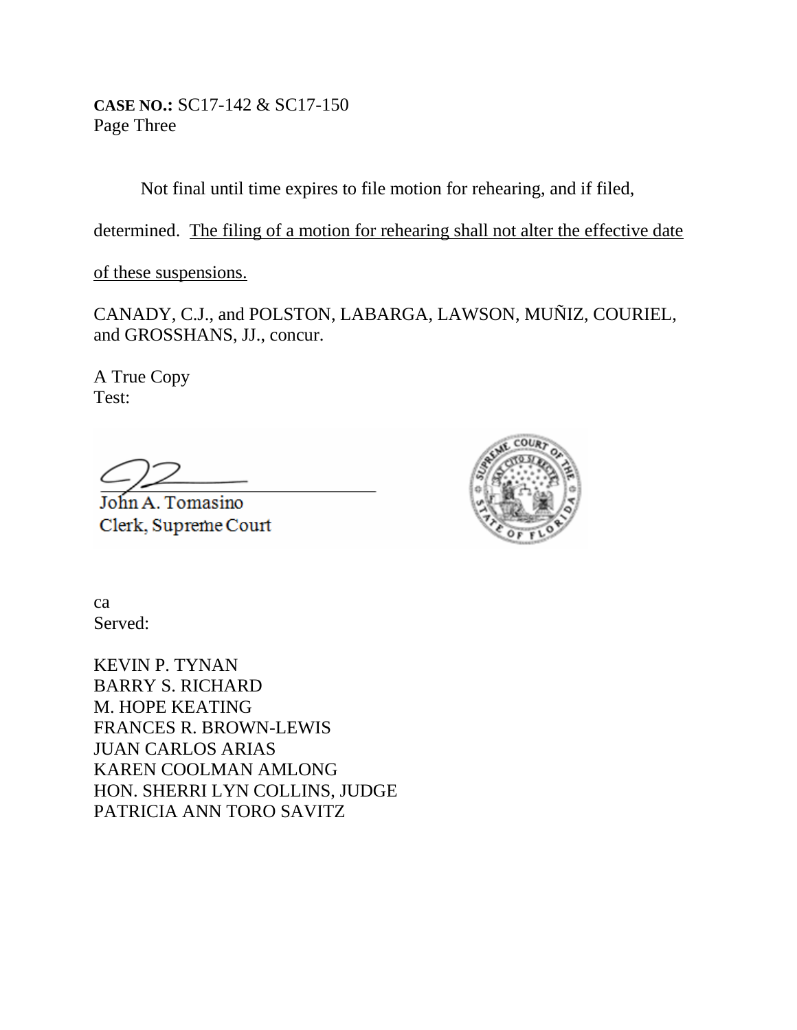**CASE NO.:** SC17-142 & SC17-150
Page Three

Not final until time expires to file motion for rehearing, and if filed, determined. The filing of a motion for rehearing shall not alter the effective date of these suspensions.

CANADY, C.J., and POLSTON, LABARGA, LAWSON, MUÑIZ, COURIEL, and GROSSHANS, JJ., concur.

A True Copy
Test:

John A. Tomasino
Clerk, Supreme Court

ca
Served:

KEVIN P. TYNAN
BARRY S. RICHARD
M. HOPE KEATING
FRANCES R. BROWN-LEWIS
JUAN CARLOS ARIAS
KAREN COOLMAN AMLONG
HON. SHERRI LYN COLLINS, JUDGE
PATRICIA ANN TORO SAVITZ